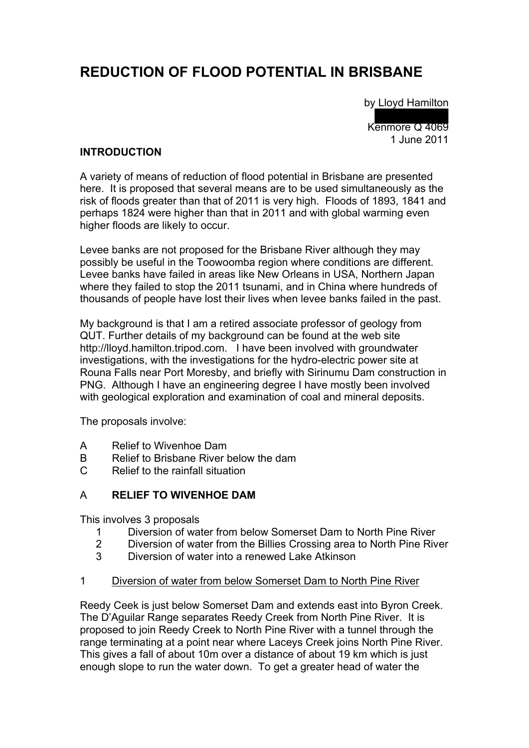# REDUCTION OF FLOOD POTENTIAL IN BRISBANE

by Lloyd Hamilton

Kenmore Q 4069
1 June 2011

**INTRODUCTION**

A variety of means of reduction of flood potential in Brisbane are presented here. It is proposed that several means are to be used simultaneously as the risk of floods greater than that of 2011 is very high. Floods of 1893, 1841 and perhaps 1824 were higher than that in 2011 and with global warming even higher floods are likely to occur.

Levee banks are not proposed for the Brisbane River although they may possibly be useful in the Toowoomba region where conditions are different. Levee banks have failed in areas like New Orleans in USA, Northern Japan where they failed to stop the 2011 tsunami, and in China where hundreds of thousands of people have lost their lives when levee banks failed in the past.

My background is that I am a retired associate professor of geology from QUT. Further details of my background can be found at the web site http://lloyd.hamilton.tripod.com. I have been involved with groundwater investigations, with the investigations for the hydro-electric power site at Rouna Falls near Port Moresby, and briefly with Sirinumu Dam construction in PNG. Although I have an engineering degree I have mostly been involved with geological exploration and examination of coal and mineral deposits.

The proposals involve:

A Relief to Wivenhoe Dam
B Relief to Brisbane River below the dam
C Relief to the rainfall situation

## A RELIEF TO WIVENHOE DAM

This involves 3 proposals

1. Diversion of water from below Somerset Dam to North Pine River
2. Diversion of water from the Billies Crossing area to North Pine River
3. Diversion of water into a renewed Lake Atkinson

### 1 Diversion of water from below Somerset Dam to North Pine River

Reedy Ceek is just below Somerset Dam and extends east into Byron Creek. The D'Aguilar Range separates Reedy Creek from North Pine River. It is proposed to join Reedy Creek to North Pine River with a tunnel through the range terminating at a point near where Laceys Creek joins North Pine River. This gives a fall of about 10m over a distance of about 19 km which is just enough slope to run the water down. To get a greater head of water the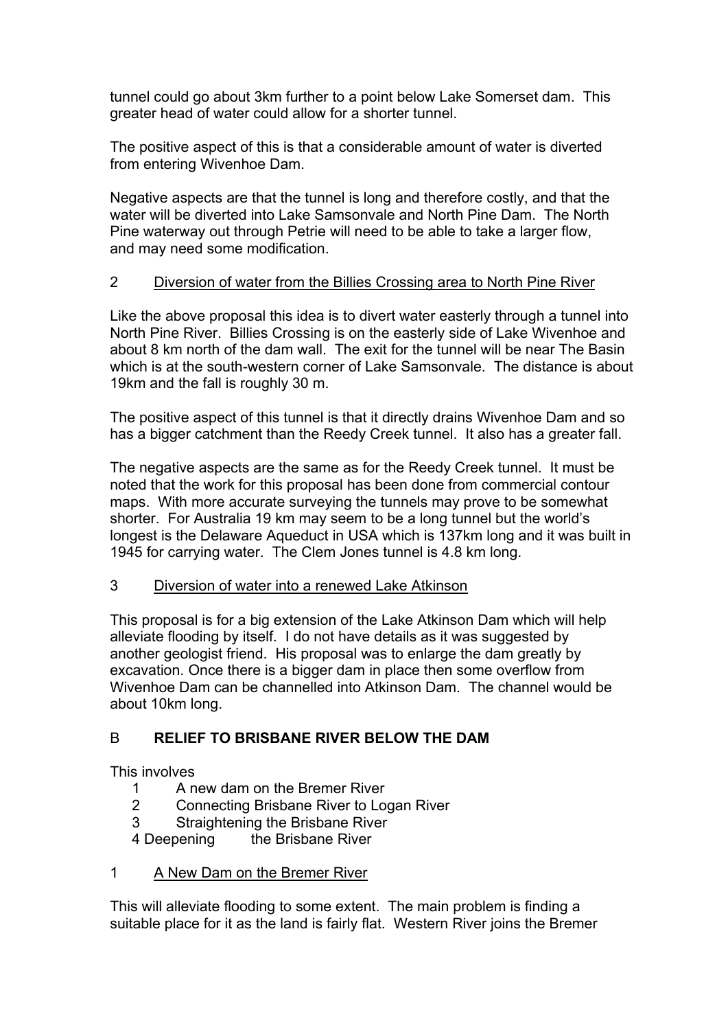tunnel could go about 3km further to a point below Lake Somerset dam. This greater head of water could allow for a shorter tunnel.

The positive aspect of this is that a considerable amount of water is diverted from entering Wivenhoe Dam.

Negative aspects are that the tunnel is long and therefore costly, and that the water will be diverted into Lake Samsonvale and North Pine Dam. The North Pine waterway out through Petrie will need to be able to take a larger flow, and may need some modification.

2 Diversion of water from the Billies Crossing area to North Pine River

Like the above proposal this idea is to divert water easterly through a tunnel into North Pine River. Billies Crossing is on the easterly side of Lake Wivenhoe and about 8 km north of the dam wall. The exit for the tunnel will be near The Basin which is at the south-western corner of Lake Samsonvale. The distance is about 19km and the fall is roughly 30 m.

The positive aspect of this tunnel is that it directly drains Wivenhoe Dam and so has a bigger catchment than the Reedy Creek tunnel. It also has a greater fall.

The negative aspects are the same as for the Reedy Creek tunnel. It must be noted that the work for this proposal has been done from commercial contour maps. With more accurate surveying the tunnels may prove to be somewhat shorter. For Australia 19 km may seem to be a long tunnel but the world's longest is the Delaware Aqueduct in USA which is 137km long and it was built in 1945 for carrying water. The Clem Jones tunnel is 4.8 km long.

3 Diversion of water into a renewed Lake Atkinson

This proposal is for a big extension of the Lake Atkinson Dam which will help alleviate flooding by itself. I do not have details as it was suggested by another geologist friend. His proposal was to enlarge the dam greatly by excavation. Once there is a bigger dam in place then some overflow from Wivenhoe Dam can be channelled into Atkinson Dam. The channel would be about 10km long.

## B RELIEF TO BRISBANE RIVER BELOW THE DAM

This involves

1. A new dam on the Bremer River
2. Connecting Brisbane River to Logan River
3. Straightening the Brisbane River
4. Deepening the Brisbane River

1 A New Dam on the Bremer River

This will alleviate flooding to some extent. The main problem is finding a suitable place for it as the land is fairly flat. Western River joins the Bremer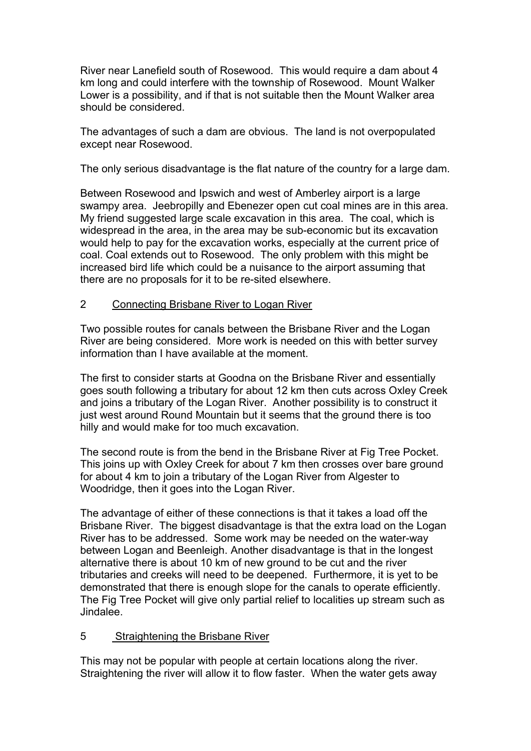River near Lanefield south of Rosewood. This would require a dam about 4 km long and could interfere with the township of Rosewood. Mount Walker Lower is a possibility, and if that is not suitable then the Mount Walker area should be considered.

The advantages of such a dam are obvious. The land is not overpopulated except near Rosewood.

The only serious disadvantage is the flat nature of the country for a large dam.

Between Rosewood and Ipswich and west of Amberley airport is a large swampy area. Jeebropilly and Ebenezer open cut coal mines are in this area. My friend suggested large scale excavation in this area. The coal, which is widespread in the area, in the area may be sub-economic but its excavation would help to pay for the excavation works, especially at the current price of coal. Coal extends out to Rosewood. The only problem with this might be increased bird life which could be a nuisance to the airport assuming that there are no proposals for it to be re-sited elsewhere.

## 2 Connecting Brisbane River to Logan River

Two possible routes for canals between the Brisbane River and the Logan River are being considered. More work is needed on this with better survey information than I have available at the moment.

The first to consider starts at Goodna on the Brisbane River and essentially goes south following a tributary for about 12 km then cuts across Oxley Creek and joins a tributary of the Logan River. Another possibility is to construct it just west around Round Mountain but it seems that the ground there is too hilly and would make for too much excavation.

The second route is from the bend in the Brisbane River at Fig Tree Pocket. This joins up with Oxley Creek for about 7 km then crosses over bare ground for about 4 km to join a tributary of the Logan River from Algester to Woodridge, then it goes into the Logan River.

The advantage of either of these connections is that it takes a load off the Brisbane River. The biggest disadvantage is that the extra load on the Logan River has to be addressed. Some work may be needed on the water-way between Logan and Beenleigh. Another disadvantage is that in the longest alternative there is about 10 km of new ground to be cut and the river tributaries and creeks will need to be deepened. Furthermore, it is yet to be demonstrated that there is enough slope for the canals to operate efficiently. The Fig Tree Pocket will give only partial relief to localities up stream such as Jindalee.

## 5 Straightening the Brisbane River

This may not be popular with people at certain locations along the river. Straightening the river will allow it to flow faster. When the water gets away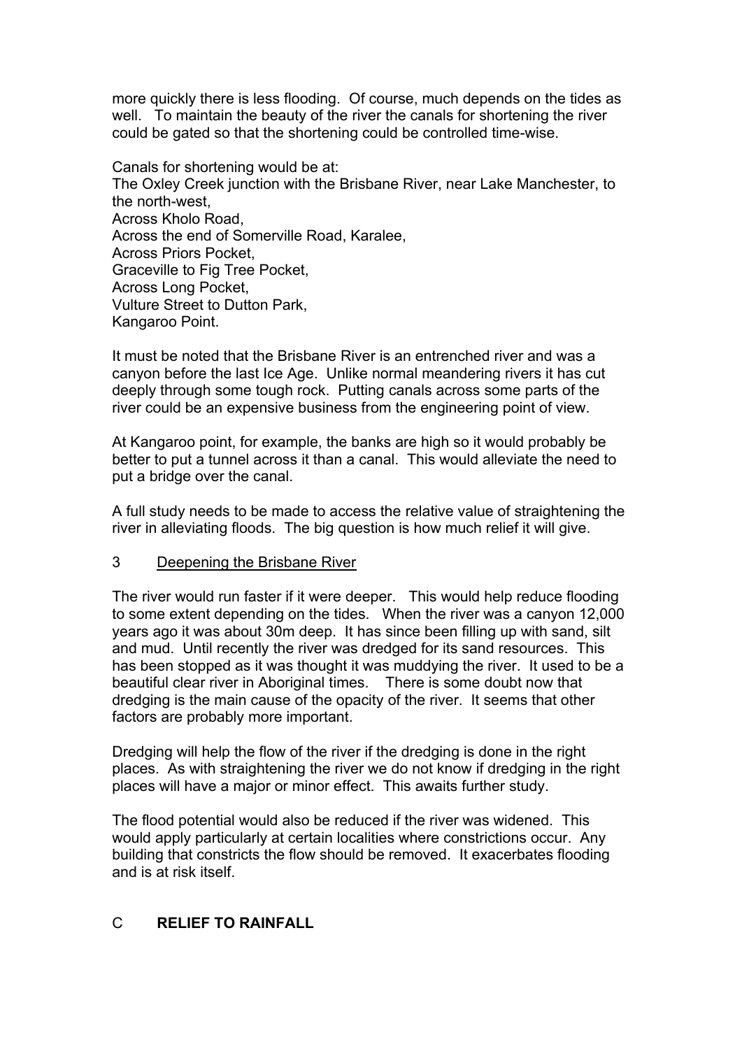more quickly there is less flooding. Of course, much depends on the tides as well. To maintain the beauty of the river the canals for shortening the river could be gated so that the shortening could be controlled time-wise.

Canals for shortening would be at:
The Oxley Creek junction with the Brisbane River, near Lake Manchester, to the north-west,
Across Kholo Road,
Across the end of Somerville Road, Karalee,
Across Priors Pocket,
Graceville to Fig Tree Pocket,
Across Long Pocket,
Vulture Street to Dutton Park,
Kangaroo Point.

It must be noted that the Brisbane River is an entrenched river and was a canyon before the last Ice Age. Unlike normal meandering rivers it has cut deeply through some tough rock. Putting canals across some parts of the river could be an expensive business from the engineering point of view.

At Kangaroo point, for example, the banks are high so it would probably be better to put a tunnel across it than a canal. This would alleviate the need to put a bridge over the canal.

A full study needs to be made to access the relative value of straightening the river in alleviating floods. The big question is how much relief it will give.

### 3 Deepening the Brisbane River

The river would run faster if it were deeper. This would help reduce flooding to some extent depending on the tides. When the river was a canyon 12,000 years ago it was about 30m deep. It has since been filling up with sand, silt and mud. Until recently the river was dredged for its sand resources. This has been stopped as it was thought it was muddying the river. It used to be a beautiful clear river in Aboriginal times. There is some doubt now that dredging is the main cause of the opacity of the river. It seems that other factors are probably more important.

Dredging will help the flow of the river if the dredging is done in the right places. As with straightening the river we do not know if dredging in the right places will have a major or minor effect. This awaits further study.

The flood potential would also be reduced if the river was widened. This would apply particularly at certain localities where constrictions occur. Any building that constricts the flow should be removed. It exacerbates flooding and is at risk itself.

## C **RELIEF TO RAINFALL**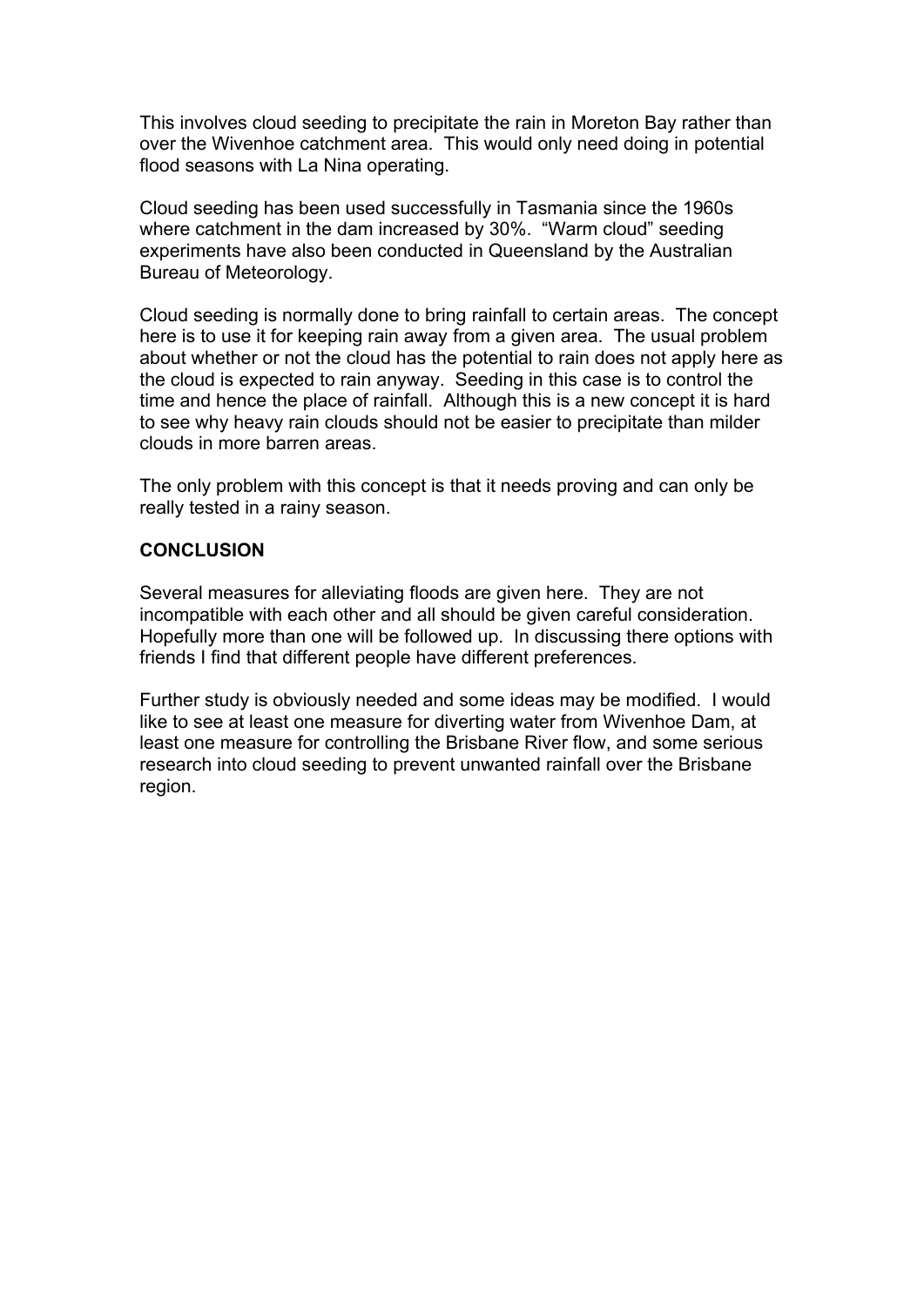This involves cloud seeding to precipitate the rain in Moreton Bay rather than over the Wivenhoe catchment area. This would only need doing in potential flood seasons with La Nina operating.

Cloud seeding has been used successfully in Tasmania since the 1960s where catchment in the dam increased by 30%. "Warm cloud" seeding experiments have also been conducted in Queensland by the Australian Bureau of Meteorology.

Cloud seeding is normally done to bring rainfall to certain areas. The concept here is to use it for keeping rain away from a given area. The usual problem about whether or not the cloud has the potential to rain does not apply here as the cloud is expected to rain anyway. Seeding in this case is to control the time and hence the place of rainfall. Although this is a new concept it is hard to see why heavy rain clouds should not be easier to precipitate than milder clouds in more barren areas.

The only problem with this concept is that it needs proving and can only be really tested in a rainy season.

**CONCLUSION**

Several measures for alleviating floods are given here. They are not incompatible with each other and all should be given careful consideration. Hopefully more than one will be followed up. In discussing there options with friends I find that different people have different preferences.

Further study is obviously needed and some ideas may be modified. I would like to see at least one measure for diverting water from Wivenhoe Dam, at least one measure for controlling the Brisbane River flow, and some serious research into cloud seeding to prevent unwanted rainfall over the Brisbane region.